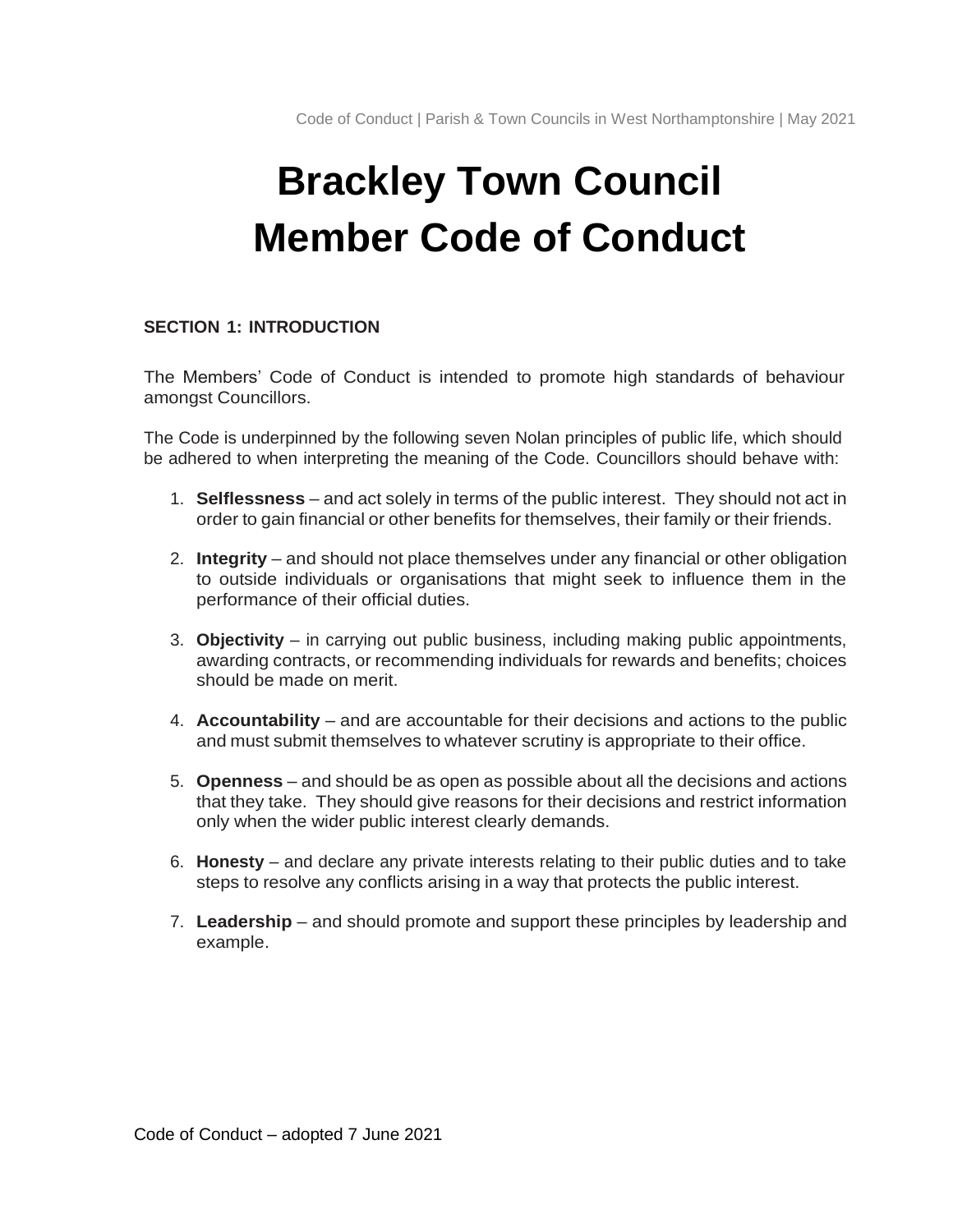# Brackley Town Council Member Code of Conduct

## SECTION 1: INTRODUCTION

The Members' Code of Conduct is intended to promote high standards of behaviour amongst Councillors.

The Code is underpinned by the following seven Nolan principles of public life, which should be adhered to when interpreting the meaning of the Code. Councillors should behave with:

1. **Selflessness** – and act solely in terms of the public interest. They should not act in order to gain financial or other benefits for themselves, their family or their friends.

2. **Integrity** – and should not place themselves under any financial or other obligation to outside individuals or organisations that might seek to influence them in the performance of their official duties.

3. **Objectivity** – in carrying out public business, including making public appointments, awarding contracts, or recommending individuals for rewards and benefits; choices should be made on merit.

4. **Accountability** – and are accountable for their decisions and actions to the public and must submit themselves to whatever scrutiny is appropriate to their office.

5. **Openness** – and should be as open as possible about all the decisions and actions that they take. They should give reasons for their decisions and restrict information only when the wider public interest clearly demands.

6. **Honesty** – and declare any private interests relating to their public duties and to take steps to resolve any conflicts arising in a way that protects the public interest.

7. **Leadership** – and should promote and support these principles by leadership and example.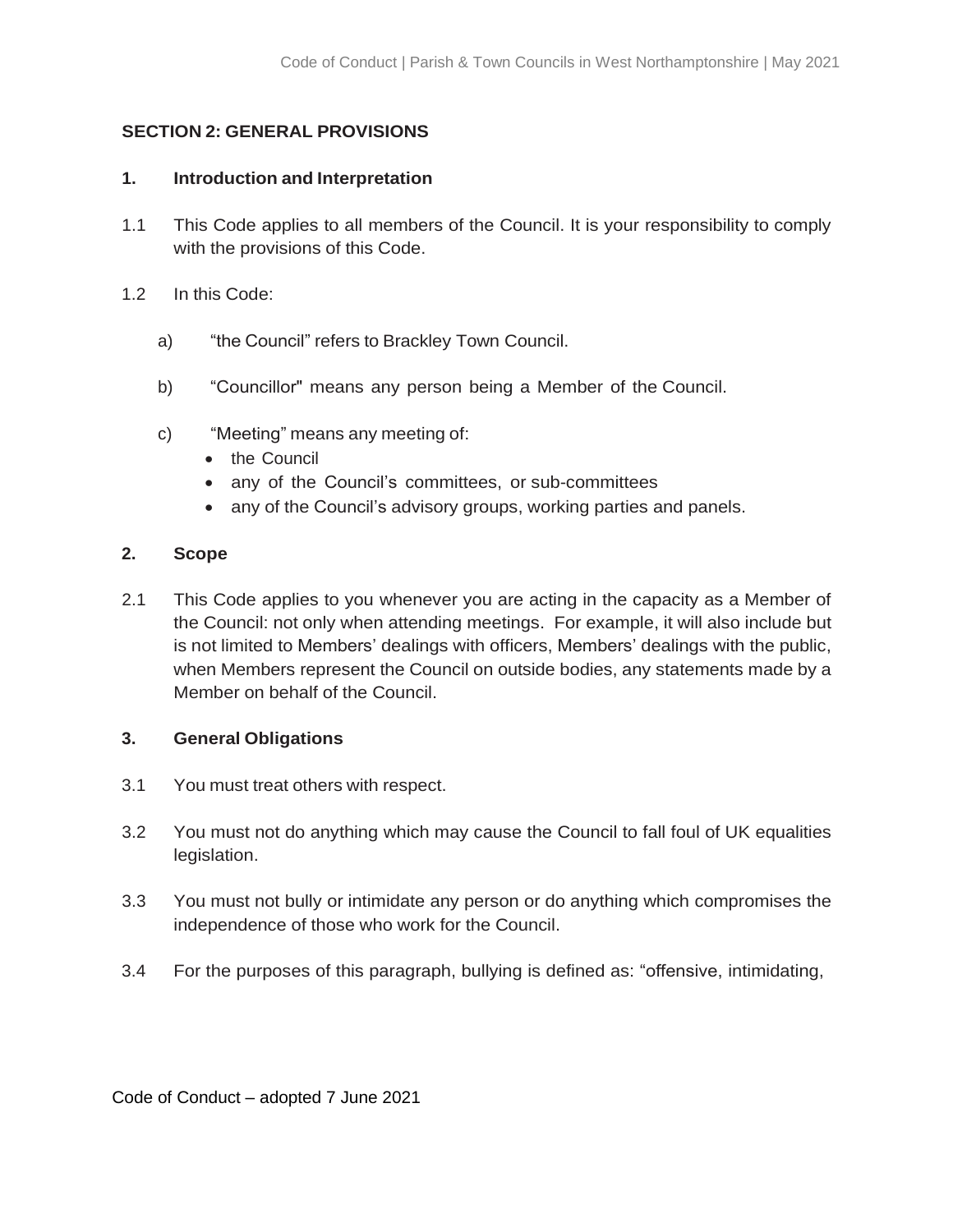## SECTION 2: GENERAL PROVISIONS

### 1. Introduction and Interpretation

1.1 This Code applies to all members of the Council. It is your responsibility to comply with the provisions of this Code.

1.2 In this Code:

a) "the Council" refers to Brackley Town Council.

b) "Councillor" means any person being a Member of the Council.

c) "Meeting" means any meeting of:
- the Council
- any of the Council's committees, or sub-committees
- any of the Council's advisory groups, working parties and panels.

### 2. Scope

2.1 This Code applies to you whenever you are acting in the capacity as a Member of the Council: not only when attending meetings. For example, it will also include but is not limited to Members' dealings with officers, Members' dealings with the public, when Members represent the Council on outside bodies, any statements made by a Member on behalf of the Council.

### 3. General Obligations

3.1 You must treat others with respect.

3.2 You must not do anything which may cause the Council to fall foul of UK equalities legislation.

3.3 You must not bully or intimidate any person or do anything which compromises the independence of those who work for the Council.

3.4 For the purposes of this paragraph, bullying is defined as: "offensive, intimidating,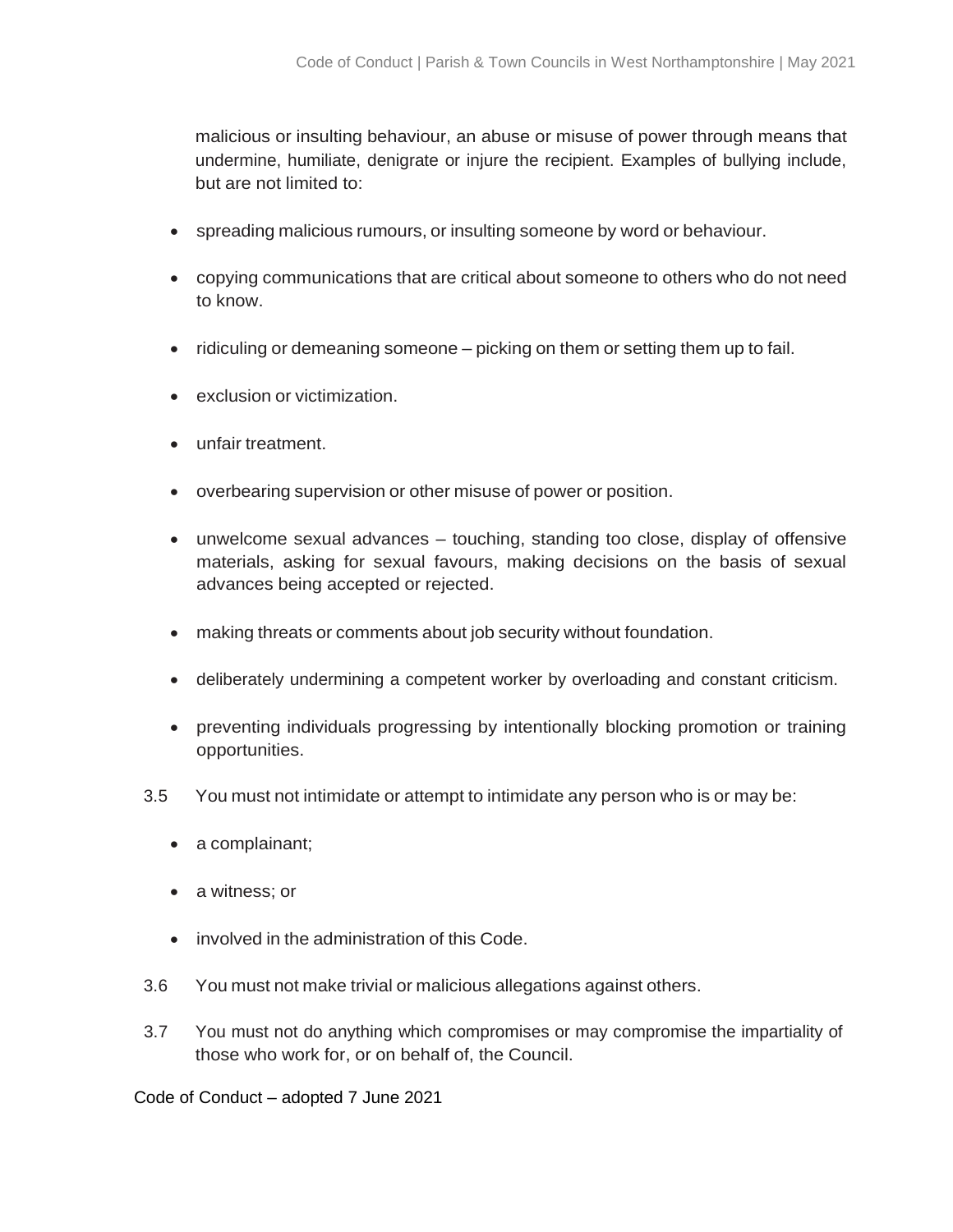malicious or insulting behaviour, an abuse or misuse of power through means that undermine, humiliate, denigrate or injure the recipient. Examples of bullying include, but are not limited to:

- spreading malicious rumours, or insulting someone by word or behaviour.
- copying communications that are critical about someone to others who do not need to know.
- ridiculing or demeaning someone – picking on them or setting them up to fail.
- exclusion or victimization.
- unfair treatment.
- overbearing supervision or other misuse of power or position.
- unwelcome sexual advances – touching, standing too close, display of offensive materials, asking for sexual favours, making decisions on the basis of sexual advances being accepted or rejected.
- making threats or comments about job security without foundation.
- deliberately undermining a competent worker by overloading and constant criticism.
- preventing individuals progressing by intentionally blocking promotion or training opportunities.

3.5 You must not intimidate or attempt to intimidate any person who is or may be:

- a complainant;
- a witness; or
- involved in the administration of this Code.

3.6 You must not make trivial or malicious allegations against others.

3.7 You must not do anything which compromises or may compromise the impartiality of those who work for, or on behalf of, the Council.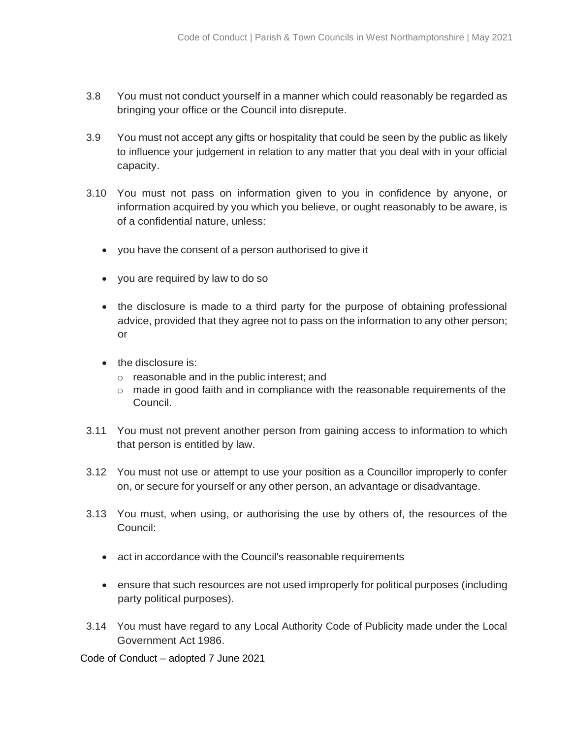3.8 You must not conduct yourself in a manner which could reasonably be regarded as bringing your office or the Council into disrepute.

3.9 You must not accept any gifts or hospitality that could be seen by the public as likely to influence your judgement in relation to any matter that you deal with in your official capacity.

3.10 You must not pass on information given to you in confidence by anyone, or information acquired by you which you believe, or ought reasonably to be aware, is of a confidential nature, unless:

- you have the consent of a person authorised to give it
- you are required by law to do so
- the disclosure is made to a third party for the purpose of obtaining professional advice, provided that they agree not to pass on the information to any other person; or
- the disclosure is:
  - reasonable and in the public interest; and
  - made in good faith and in compliance with the reasonable requirements of the Council.

3.11 You must not prevent another person from gaining access to information to which that person is entitled by law.

3.12 You must not use or attempt to use your position as a Councillor improperly to confer on, or secure for yourself or any other person, an advantage or disadvantage.

3.13 You must, when using, or authorising the use by others of, the resources of the Council:

- act in accordance with the Council's reasonable requirements
- ensure that such resources are not used improperly for political purposes (including party political purposes).

3.14 You must have regard to any Local Authority Code of Publicity made under the Local Government Act 1986.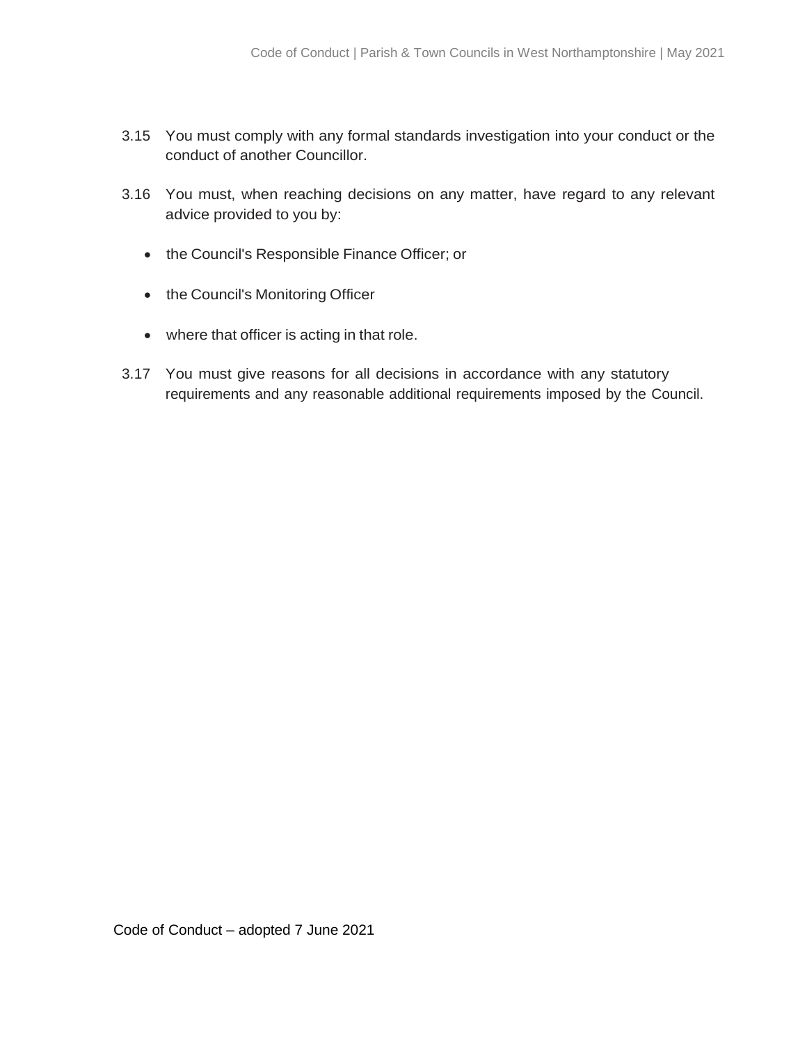3.15 You must comply with any formal standards investigation into your conduct or the conduct of another Councillor.

3.16 You must, when reaching decisions on any matter, have regard to any relevant advice provided to you by:

- the Council's Responsible Finance Officer; or
- the Council's Monitoring Officer
- where that officer is acting in that role.

3.17 You must give reasons for all decisions in accordance with any statutory requirements and any reasonable additional requirements imposed by the Council.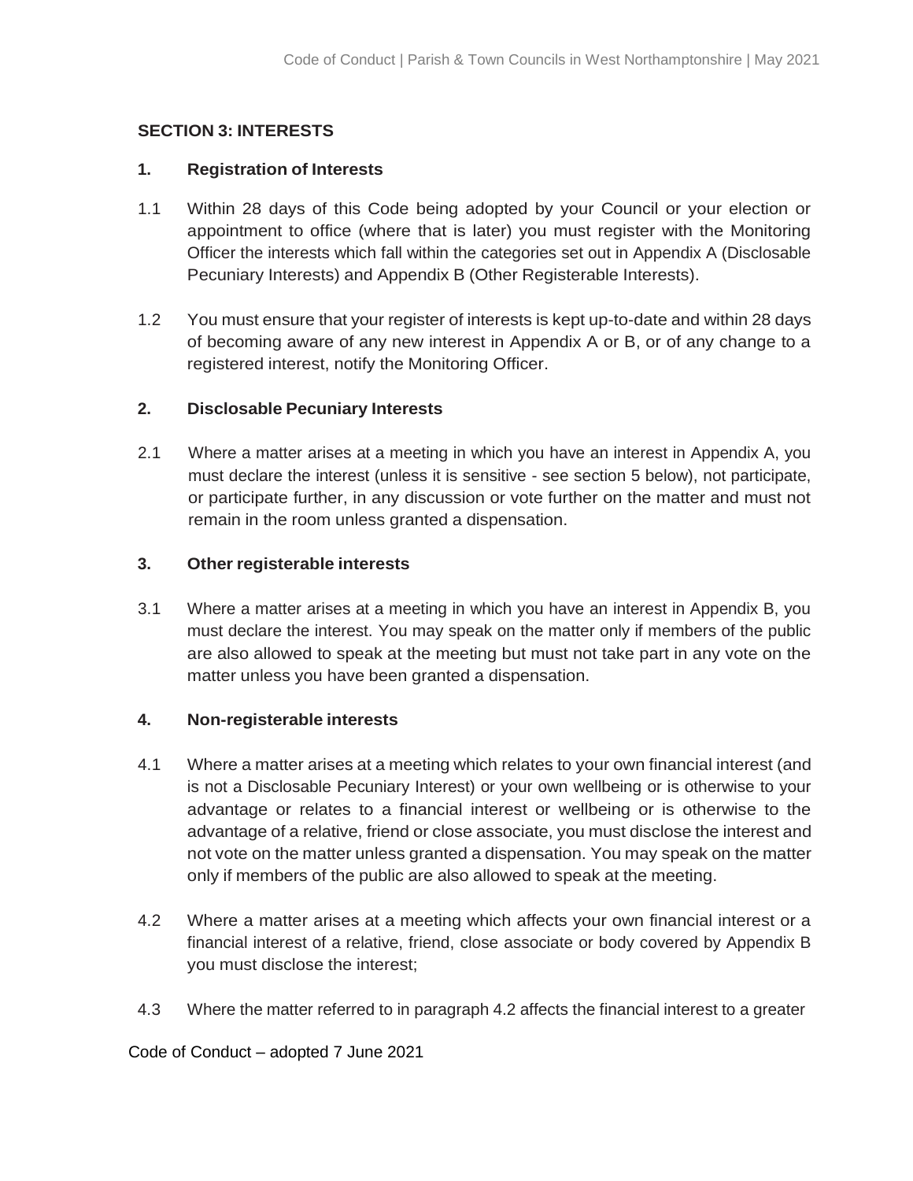## SECTION 3: INTERESTS

### 1. Registration of Interests

1.1 Within 28 days of this Code being adopted by your Council or your election or appointment to office (where that is later) you must register with the Monitoring Officer the interests which fall within the categories set out in Appendix A (Disclosable Pecuniary Interests) and Appendix B (Other Registerable Interests).

1.2 You must ensure that your register of interests is kept up-to-date and within 28 days of becoming aware of any new interest in Appendix A or B, or of any change to a registered interest, notify the Monitoring Officer.

### 2. Disclosable Pecuniary Interests

2.1 Where a matter arises at a meeting in which you have an interest in Appendix A, you must declare the interest (unless it is sensitive - see section 5 below), not participate, or participate further, in any discussion or vote further on the matter and must not remain in the room unless granted a dispensation.

### 3. Other registerable interests

3.1 Where a matter arises at a meeting in which you have an interest in Appendix B, you must declare the interest. You may speak on the matter only if members of the public are also allowed to speak at the meeting but must not take part in any vote on the matter unless you have been granted a dispensation.

### 4. Non-registerable interests

4.1 Where a matter arises at a meeting which relates to your own financial interest (and is not a Disclosable Pecuniary Interest) or your own wellbeing or is otherwise to your advantage or relates to a financial interest or wellbeing or is otherwise to the advantage of a relative, friend or close associate, you must disclose the interest and not vote on the matter unless granted a dispensation. You may speak on the matter only if members of the public are also allowed to speak at the meeting.

4.2 Where a matter arises at a meeting which affects your own financial interest or a financial interest of a relative, friend, close associate or body covered by Appendix B you must disclose the interest;

4.3 Where the matter referred to in paragraph 4.2 affects the financial interest to a greater

Code of Conduct – adopted 7 June 2021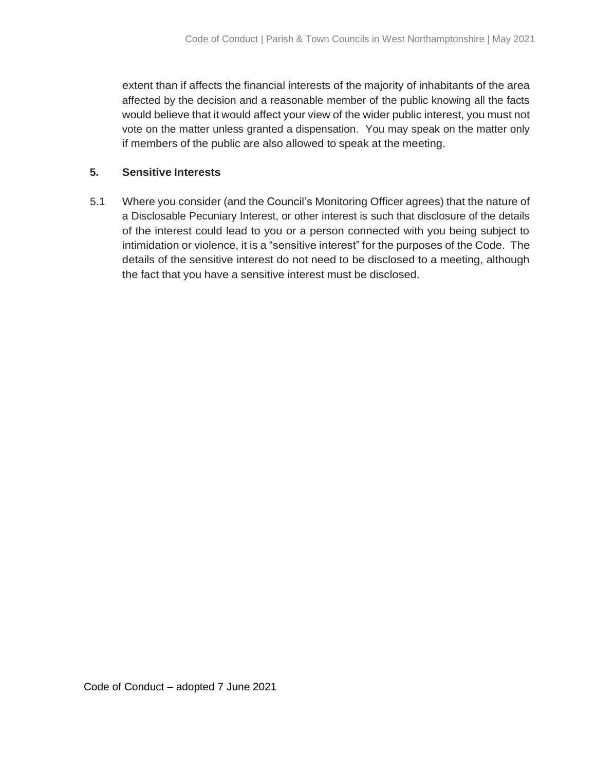extent than if affects the financial interests of the majority of inhabitants of the area affected by the decision and a reasonable member of the public knowing all the facts would believe that it would affect your view of the wider public interest, you must not vote on the matter unless granted a dispensation. You may speak on the matter only if members of the public are also allowed to speak at the meeting.

## 5. Sensitive Interests

5.1 Where you consider (and the Council's Monitoring Officer agrees) that the nature of a Disclosable Pecuniary Interest, or other interest is such that disclosure of the details of the interest could lead to you or a person connected with you being subject to intimidation or violence, it is a "sensitive interest" for the purposes of the Code. The details of the sensitive interest do not need to be disclosed to a meeting, although the fact that you have a sensitive interest must be disclosed.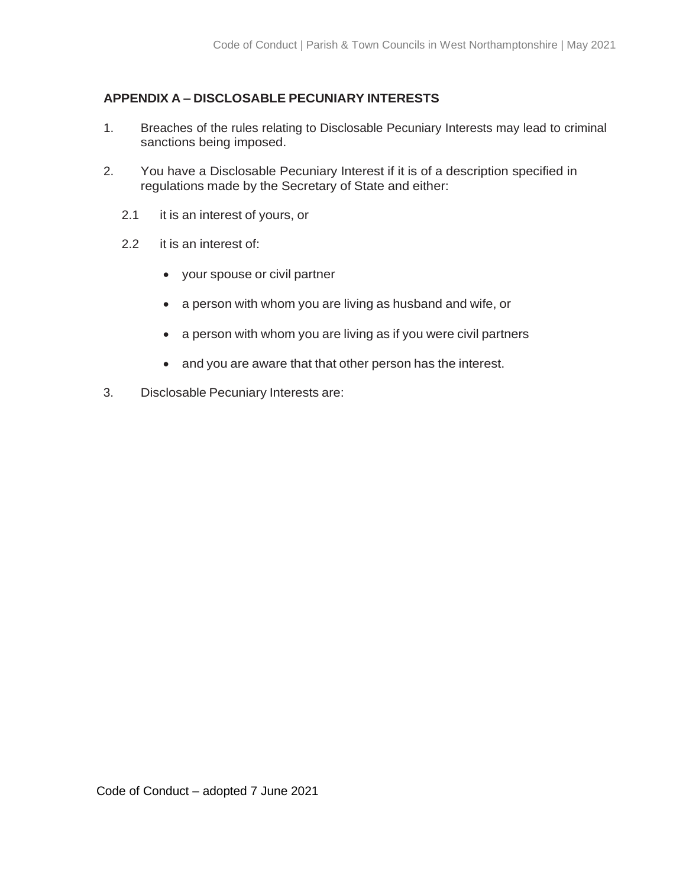## APPENDIX A – DISCLOSABLE PECUNIARY INTERESTS

1. Breaches of the rules relating to Disclosable Pecuniary Interests may lead to criminal sanctions being imposed.

2. You have a Disclosable Pecuniary Interest if it is of a description specified in regulations made by the Secretary of State and either:

   2.1 it is an interest of yours, or

   2.2 it is an interest of:

   - your spouse or civil partner
   - a person with whom you are living as husband and wife, or
   - a person with whom you are living as if you were civil partners
   - and you are aware that that other person has the interest.

3. Disclosable Pecuniary Interests are: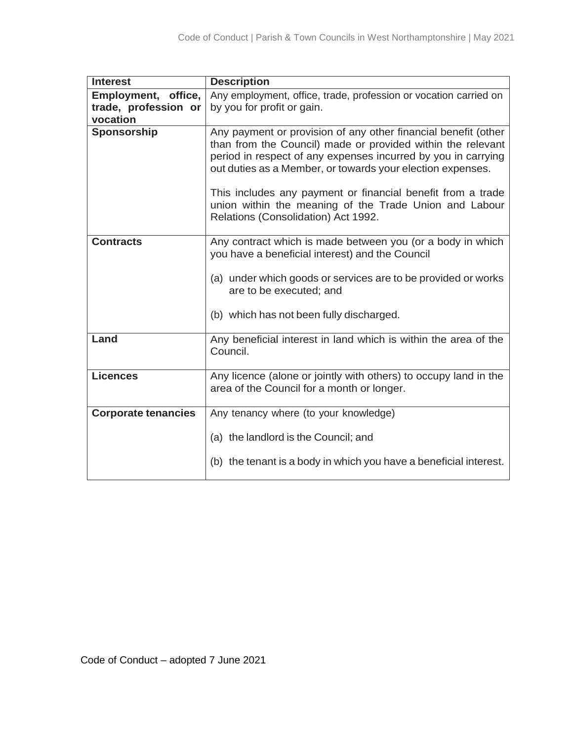| Interest | Description |
| --- | --- |
| **Employment, office, trade, profession or vocation** | Any employment, office, trade, profession or vocation carried on by you for profit or gain. |
| **Sponsorship** | Any payment or provision of any other financial benefit (other than from the Council) made or provided within the relevant period in respect of any expenses incurred by you in carrying out duties as a Member, or towards your election expenses.<br><br>This includes any payment or financial benefit from a trade union within the meaning of the Trade Union and Labour Relations (Consolidation) Act 1992. |
| **Contracts** | Any contract which is made between you (or a body in which you have a beneficial interest) and the Council<br><br>(a) under which goods or services are to be provided or works are to be executed; and<br><br>(b) which has not been fully discharged. |
| **Land** | Any beneficial interest in land which is within the area of the Council. |
| **Licences** | Any licence (alone or jointly with others) to occupy land in the area of the Council for a month or longer. |
| **Corporate tenancies** | Any tenancy where (to your knowledge)<br><br>(a) the landlord is the Council; and<br><br>(b) the tenant is a body in which you have a beneficial interest. |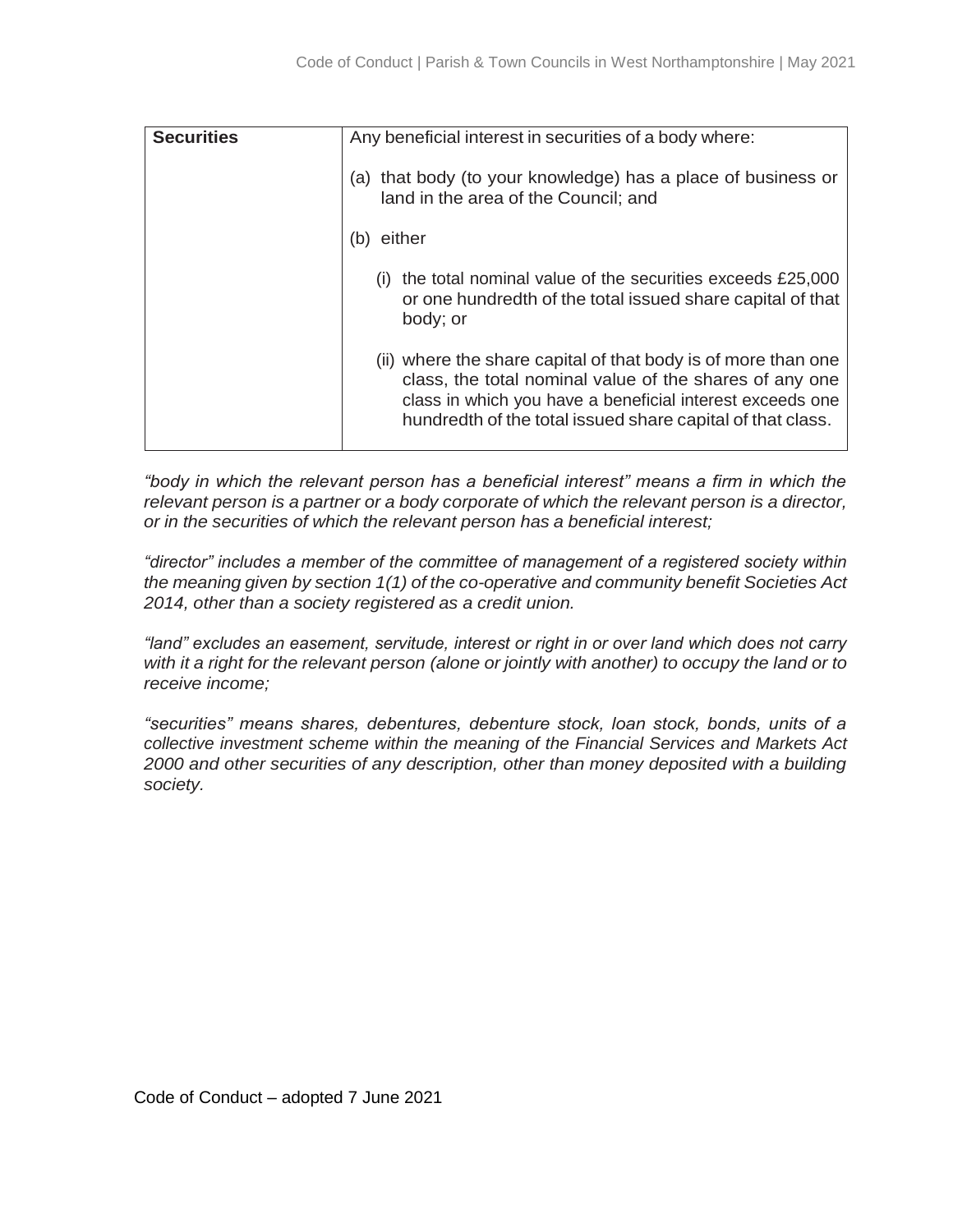| Securities | Any beneficial interest in securities of a body where:<br><br>(a) that body (to your knowledge) has a place of business or land in the area of the Council; and<br><br>(b) either<br><br>(i) the total nominal value of the securities exceeds £25,000 or one hundredth of the total issued share capital of that body; or<br><br>(ii) where the share capital of that body is of more than one class, the total nominal value of the shares of any one class in which you have a beneficial interest exceeds one hundredth of the total issued share capital of that class. |
|---|---|

*"body in which the relevant person has a beneficial interest" means a firm in which the relevant person is a partner or a body corporate of which the relevant person is a director, or in the securities of which the relevant person has a beneficial interest;*

*"director" includes a member of the committee of management of a registered society within the meaning given by section 1(1) of the co-operative and community benefit Societies Act 2014, other than a society registered as a credit union.*

*"land" excludes an easement, servitude, interest or right in or over land which does not carry with it a right for the relevant person (alone or jointly with another) to occupy the land or to receive income;*

*"securities" means shares, debentures, debenture stock, loan stock, bonds, units of a collective investment scheme within the meaning of the Financial Services and Markets Act 2000 and other securities of any description, other than money deposited with a building society.*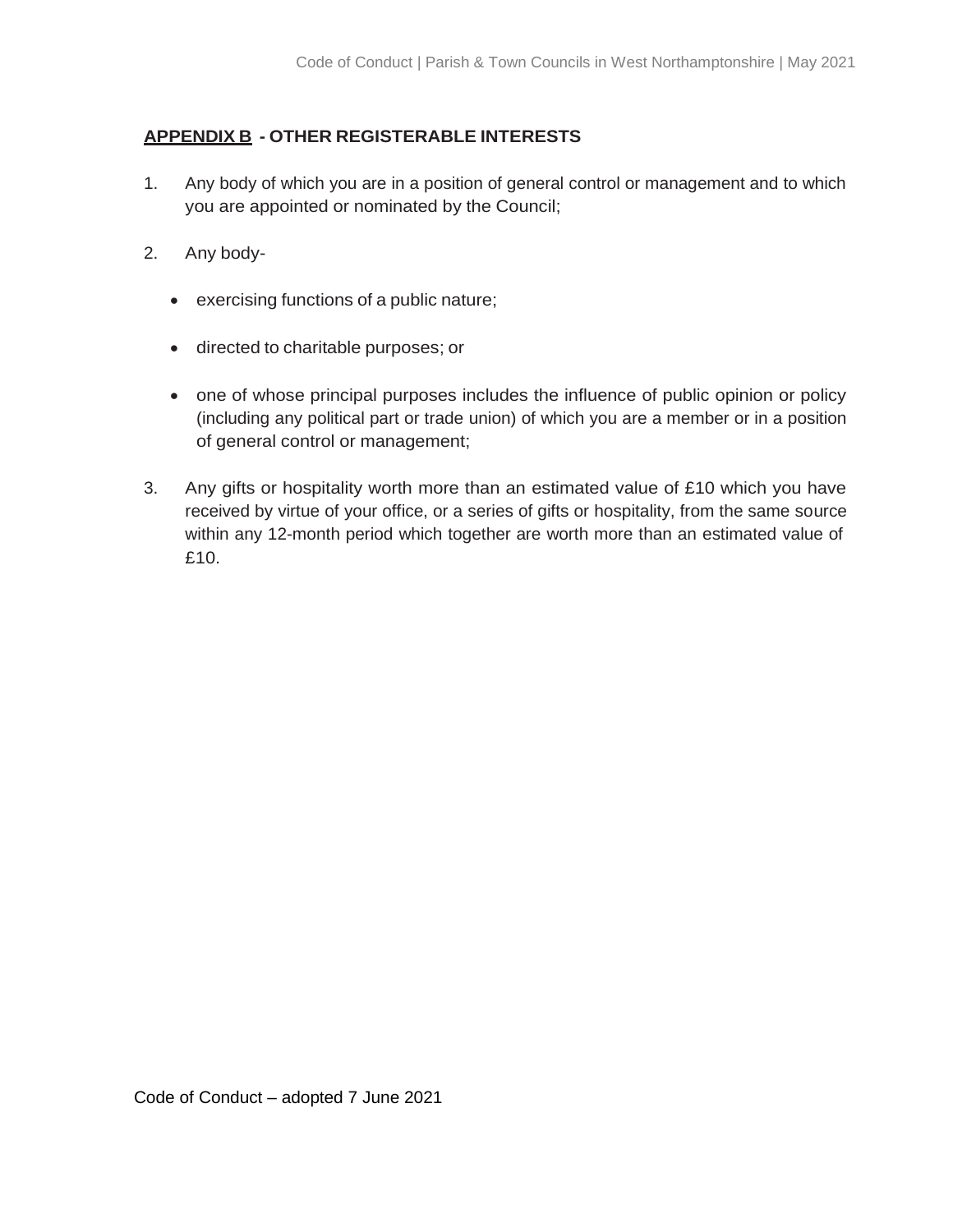## APPENDIX B - OTHER REGISTERABLE INTERESTS

1. Any body of which you are in a position of general control or management and to which you are appointed or nominated by the Council;

2. Any body-

   - exercising functions of a public nature;
   - directed to charitable purposes; or
   - one of whose principal purposes includes the influence of public opinion or policy (including any political part or trade union) of which you are a member or in a position of general control or management;

3. Any gifts or hospitality worth more than an estimated value of £10 which you have received by virtue of your office, or a series of gifts or hospitality, from the same source within any 12-month period which together are worth more than an estimated value of £10.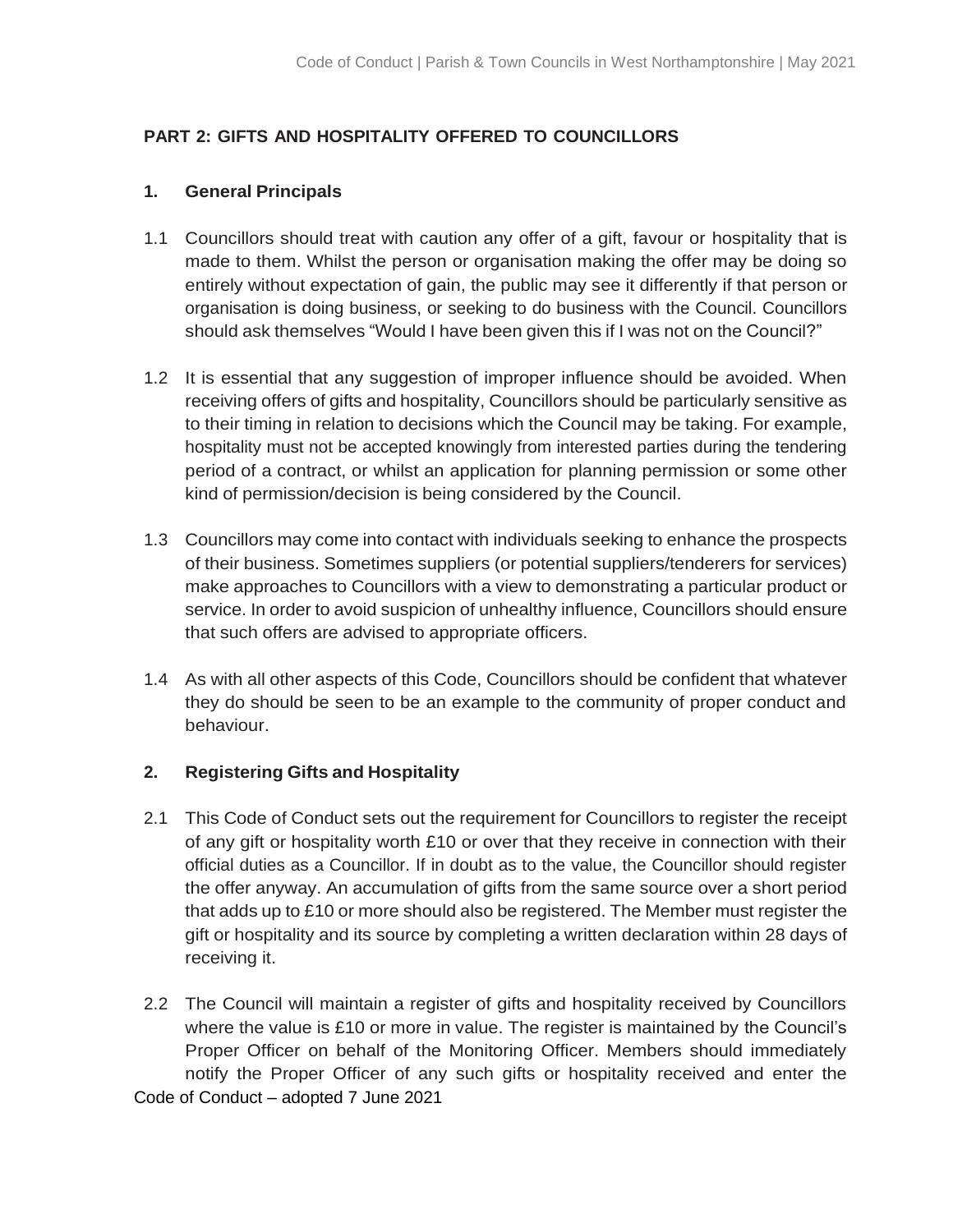## PART 2: GIFTS AND HOSPITALITY OFFERED TO COUNCILLORS

### 1. General Principals

1.1 Councillors should treat with caution any offer of a gift, favour or hospitality that is made to them. Whilst the person or organisation making the offer may be doing so entirely without expectation of gain, the public may see it differently if that person or organisation is doing business, or seeking to do business with the Council. Councillors should ask themselves "Would I have been given this if I was not on the Council?"

1.2 It is essential that any suggestion of improper influence should be avoided. When receiving offers of gifts and hospitality, Councillors should be particularly sensitive as to their timing in relation to decisions which the Council may be taking. For example, hospitality must not be accepted knowingly from interested parties during the tendering period of a contract, or whilst an application for planning permission or some other kind of permission/decision is being considered by the Council.

1.3 Councillors may come into contact with individuals seeking to enhance the prospects of their business. Sometimes suppliers (or potential suppliers/tenderers for services) make approaches to Councillors with a view to demonstrating a particular product or service. In order to avoid suspicion of unhealthy influence, Councillors should ensure that such offers are advised to appropriate officers.

1.4 As with all other aspects of this Code, Councillors should be confident that whatever they do should be seen to be an example to the community of proper conduct and behaviour.

### 2. Registering Gifts and Hospitality

2.1 This Code of Conduct sets out the requirement for Councillors to register the receipt of any gift or hospitality worth £10 or over that they receive in connection with their official duties as a Councillor. If in doubt as to the value, the Councillor should register the offer anyway. An accumulation of gifts from the same source over a short period that adds up to £10 or more should also be registered. The Member must register the gift or hospitality and its source by completing a written declaration within 28 days of receiving it.

2.2 The Council will maintain a register of gifts and hospitality received by Councillors where the value is £10 or more in value. The register is maintained by the Council's Proper Officer on behalf of the Monitoring Officer. Members should immediately notify the Proper Officer of any such gifts or hospitality received and enter the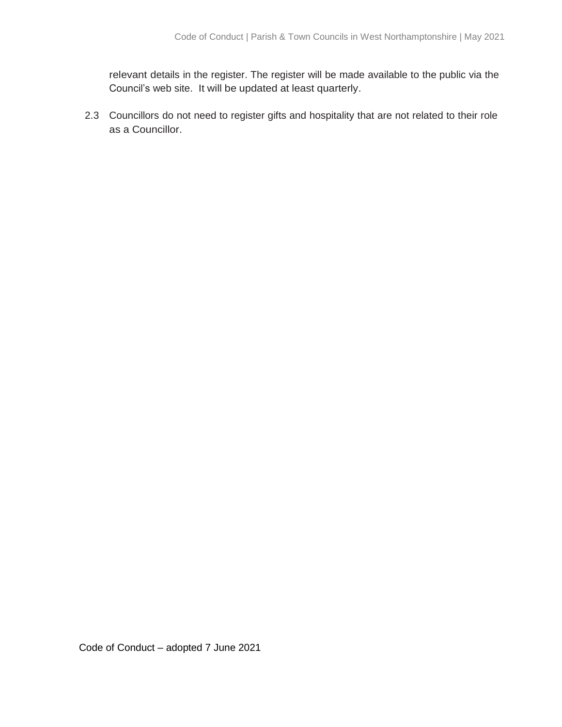relevant details in the register. The register will be made available to the public via the Council's web site. It will be updated at least quarterly.

2.3 Councillors do not need to register gifts and hospitality that are not related to their role as a Councillor.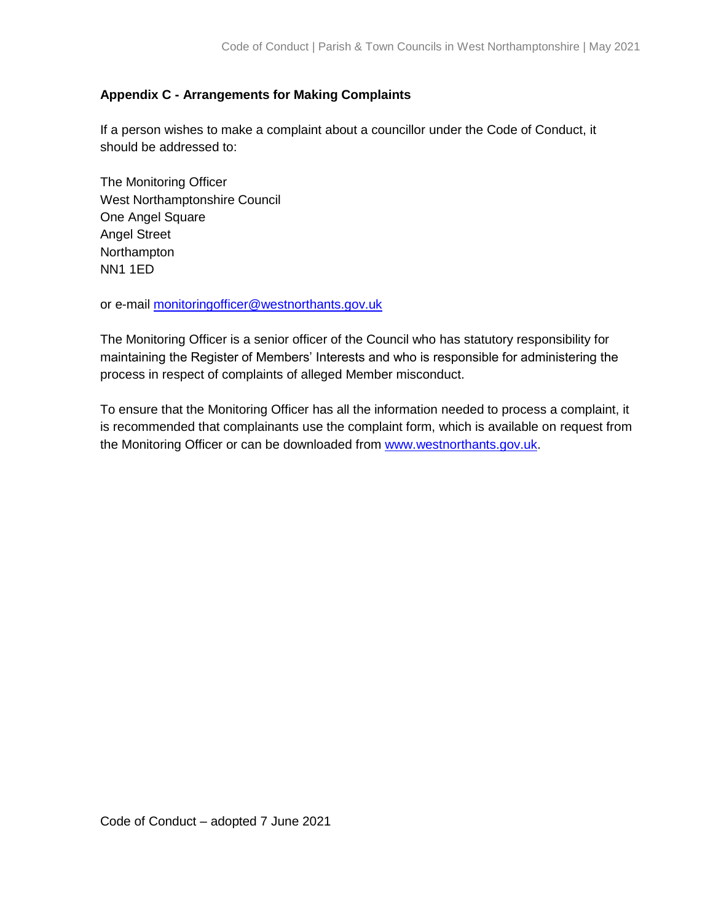## Appendix C - Arrangements for Making Complaints

If a person wishes to make a complaint about a councillor under the Code of Conduct, it should be addressed to:

The Monitoring Officer  
West Northamptonshire Council  
One Angel Square  
Angel Street  
Northampton  
NN1 1ED

or e-mail monitoringofficer@westnorthants.gov.uk

The Monitoring Officer is a senior officer of the Council who has statutory responsibility for maintaining the Register of Members' Interests and who is responsible for administering the process in respect of complaints of alleged Member misconduct.

To ensure that the Monitoring Officer has all the information needed to process a complaint, it is recommended that complainants use the complaint form, which is available on request from the Monitoring Officer or can be downloaded from www.westnorthants.gov.uk.